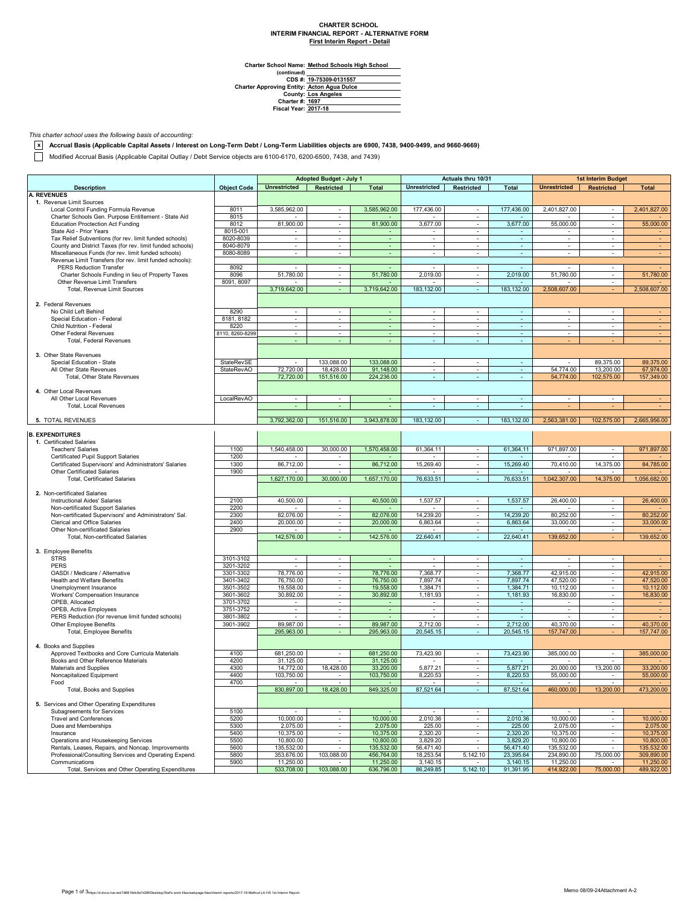**CHARTER SCHOOL**
**INTERIM FINANCIAL REPORT - ALTERNATIVE FORM**
**First Interim Report - Detail**

Charter School Name: **Method Schools High School**
(continued)
CDS #: **19-75309-0131557**
Charter Approving Entity: **Acton Agua Dulce**
County: **Los Angeles**
Charter #: **1697**
Fiscal Year: **2017-18**

*This charter school uses the following basis of accounting:*

- [x] **Accrual Basis (Applicable Capital Assets / Interest on Long-Term Debt / Long-Term Liabilities objects are 6900, 7438, 9400-9499, and 9660-9669)**
- [ ] Modified Accrual Basis (Applicable Capital Outlay / Debt Service objects are 6100-6170, 6200-6500, 7438, and 7439)

| Description | Object Code | Adopted Budget - July 1 | | | Actuals thru 10/31 | | | 1st Interim Budget | | |
|---|---|---|---|---|---|---|---|---|---|---|
| | | Unrestricted | Restricted | Total | Unrestricted | Restricted | Total | Unrestricted | Restricted | Total |
| **A. REVENUES** | | | | | | | | | | |
| 1. Revenue Limit Sources | | | | | | | | | | |
| Local Control Funding Formula Revenue | 8011 | 3,585,962.00 | - | 3,585,962.00 | 177,436.00 | - | 177,436.00 | 2,401,827.00 | - | 2,401,827.00 |
| Charter Schools Gen. Purpose Entitlement - State Aid | 8015 | - | - | - | - | - | - | - | - | - |
| Education Proctection Act Funding | 8012 | 81,900.00 | - | 81,900.00 | 3,677.00 | - | 3,677.00 | 55,000.00 | - | 55,000.00 |
| State Aid - Prior Years | 8015-001 | - | - | - | - | - | - | - | - | - |
| Tax Relief Subventions (for rev. limit funded schools) | 8020-8039 | - | - | - | - | - | - | - | - | - |
| County and District Taxes (for rev. limit funded schools) | 8040-8079 | - | - | - | - | - | - | - | - | - |
| Miscellaneous Funds (for rev. limit funded schools) | 8080-8089 | - | - | - | - | - | - | - | - | - |
| Revenue Limit Transfers (for rev. limit funded schools): | | | | | | | | | | |
| PERS Reduction Transfer | 8092 | - | - | - | - | - | - | - | - | - |
| Charter Schools Funding in lieu of Property Taxes | 8096 | 51,780.00 | - | 51,780.00 | 2,019.00 | - | 2,019.00 | 51,780.00 | - | 51,780.00 |
| Other Revenue Limit Transfers | 8091, 8097 | - | - | - | - | - | - | - | - | - |
| Total, Revenue Limit Sources | | 3,719,642.00 | - | 3,719,642.00 | 183,132.00 | - | 183,132.00 | 2,508,607.00 | - | 2,508,607.00 |
| 2. Federal Revenues | | | | | | | | | | |
| No Child Left Behind | 8290 | - | - | - | - | - | - | - | - | - |
| Special Education - Federal | 8181, 8182 | - | - | - | - | - | - | - | - | - |
| Child Nutrition - Federal | 8220 | - | - | - | - | - | - | - | - | - |
| Other Federal Revenues | 8110, 8260-8299 | - | - | - | - | - | - | - | - | - |
| Total, Federal Revenues | | - | - | - | - | - | - | - | - | - |
| 3. Other State Revenues | | | | | | | | | | |
| Special Education - State | StateRevSE | - | 133,088.00 | 133,088.00 | - | - | - | - | 89,375.00 | 89,375.00 |
| All Other State Revenues | StateRevAO | 72,720.00 | 18,428.00 | 91,148.00 | - | - | - | 54,774.00 | 13,200.00 | 67,974.00 |
| Total, Other State Revenues | | 72,720.00 | 151,516.00 | 224,236.00 | - | - | - | 54,774.00 | 102,575.00 | 157,349.00 |
| 4. Other Local Revenues | | | | | | | | | | |
| All Other Local Revenues | LocalRevAO | - | - | - | - | - | - | - | - | - |
| Total, Local Revenues | | - | - | - | - | - | - | - | - | - |
| 5. TOTAL REVENUES | | 3,792,362.00 | 151,516.00 | 3,943,878.00 | 183,132.00 | - | 183,132.00 | 2,563,381.00 | 102,575.00 | 2,665,956.00 |
| **B. EXPENDITURES** | | | | | | | | | | |
| 1. Certificated Salaries | | | | | | | | | | |
| Teachers' Salaries | 1100 | 1,540,458.00 | 30,000.00 | 1,570,458.00 | 61,364.11 | - | 61,364.11 | 971,897.00 | - | 971,897.00 |
| Certificated Pupil Support Salaries | 1200 | - | - | - | - | - | - | - | - | - |
| Certificated Supervisors' and Administrators' Salaries | 1300 | 86,712.00 | - | 86,712.00 | 15,269.40 | - | 15,269.40 | 70,410.00 | 14,375.00 | 84,785.00 |
| Other Certificated Salaries | 1900 | - | - | - | - | - | - | - | - | - |
| Total, Certificated Salaries | | 1,627,170.00 | 30,000.00 | 1,657,170.00 | 76,633.51 | - | 76,633.51 | 1,042,307.00 | 14,375.00 | 1,056,682.00 |
| 2. Non-certificated Salaries | | | | | | | | | | |
| Instructional Aides' Salaries | 2100 | 40,500.00 | - | 40,500.00 | 1,537.57 | - | 1,537.57 | 26,400.00 | - | 26,400.00 |
| Non-certificated Support Salaries | 2200 | - | - | - | - | - | - | - | - | - |
| Non-certificated Supervisors' and Administrators' Sal. | 2300 | 82,076.00 | - | 82,076.00 | 14,239.20 | - | 14,239.20 | 80,252.00 | - | 80,252.00 |
| Clerical and Office Salaries | 2400 | 20,000.00 | - | 20,000.00 | 6,863.64 | - | 6,863.64 | 33,000.00 | - | 33,000.00 |
| Other Non-certificated Salaries | 2900 | - | - | - | - | - | - | - | - | - |
| Total, Non-certificated Salaries | | 142,576.00 | - | 142,576.00 | 22,640.41 | - | 22,640.41 | 139,652.00 | - | 139,652.00 |
| 3. Employee Benefits | | | | | | | | | | |
| STRS | 3101-3102 | - | - | - | - | - | - | - | - | - |
| PERS | 3201-3202 | - | - | - | - | - | - | - | - | - |
| OASDI / Medicare / Alternative | 3301-3302 | 78,776.00 | - | 78,776.00 | 7,368.77 | - | 7,368.77 | 42,915.00 | - | 42,915.00 |
| Health and Welfare Benefits | 3401-3402 | 76,750.00 | - | 76,750.00 | 7,897.74 | - | 7,897.74 | 47,520.00 | - | 47,520.00 |
| Unemployment Insurance | 3501-3502 | 19,558.00 | - | 19,558.00 | 1,384.71 | - | 1,384.71 | 10,112.00 | - | 10,112.00 |
| Workers' Compensation Insurance | 3601-3602 | 30,892.00 | - | 30,892.00 | 1,181.93 | - | 1,181.93 | 16,830.00 | - | 16,830.00 |
| OPEB, Allocated | 3701-3702 | - | - | - | - | - | - | - | - | - |
| OPEB, Active Employees | 3751-3752 | - | - | - | - | - | - | - | - | - |
| PERS Reduction (for revenue limit funded schools) | 3801-3802 | - | - | - | - | - | - | - | - | - |
| Other Employee Benefits | 3901-3902 | 89,987.00 | - | 89,987.00 | 2,712.00 | - | 2,712.00 | 40,370.00 | - | 40,370.00 |
| Total, Employee Benefits | | 295,963.00 | - | 295,963.00 | 20,545.15 | - | 20,545.15 | 157,747.00 | - | 157,747.00 |
| 4. Books and Supplies | | | | | | | | | | |
| Approved Textbooks and Core Curricula Materials | 4100 | 681,250.00 | - | 681,250.00 | 73,423.90 | - | 73,423.90 | 385,000.00 | - | 385,000.00 |
| Books and Other Reference Materials | 4200 | 31,125.00 | - | 31,125.00 | - | - | - | - | - | - |
| Materials and Supplies | 4300 | 14,772.00 | 18,428.00 | 33,200.00 | 5,877.21 | - | 5,877.21 | 20,000.00 | 13,200.00 | 33,200.00 |
| Noncapitalized Equipment | 4400 | 103,750.00 | - | 103,750.00 | 8,220.53 | - | 8,220.53 | 55,000.00 | - | 55,000.00 |
| Food | 4700 | - | - | - | - | - | - | - | - | - |
| Total, Books and Supplies | | 830,897.00 | 18,428.00 | 849,325.00 | 87,521.64 | - | 87,521.64 | 460,000.00 | 13,200.00 | 473,200.00 |
| 5. Services and Other Operating Expenditures | | | | | | | | | | |
| Subagreements for Services | 5100 | - | - | - | - | - | - | - | - | - |
| Travel and Conferences | 5200 | 10,000.00 | - | 10,000.00 | 2,010.36 | - | 2,010.36 | 10,000.00 | - | 10,000.00 |
| Dues and Memberships | 5300 | 2,075.00 | - | 2,075.00 | 225.00 | - | 225.00 | 2,075.00 | - | 2,075.00 |
| Insurance | 5400 | 10,375.00 | - | 10,375.00 | 2,320.20 | - | 2,320.20 | 10,375.00 | - | 10,375.00 |
| Operations and Housekeeping Services | 5500 | 10,800.00 | - | 10,800.00 | 3,829.20 | - | 3,829.20 | 10,800.00 | - | 10,800.00 |
| Rentals, Leases, Repairs, and Noncap. Improvements | 5600 | 135,532.00 | - | 135,532.00 | 56,471.40 | - | 56,471.40 | 135,532.00 | - | 135,532.00 |
| Professional/Consulting Services and Operating Expend. | 5800 | 353,676.00 | 103,088.00 | 456,764.00 | 18,253.54 | 5,142.10 | 23,395.64 | 234,890.00 | 75,000.00 | 309,890.00 |
| Communications | 5900 | 11,250.00 | - | 11,250.00 | 3,140.15 | - | 3,140.15 | 11,250.00 | - | 11,250.00 |
| Total, Services and Other Operating Expenditures | | 533,708.00 | 103,088.00 | 636,796.00 | 86,249.85 | 5,142.10 | 91,391.95 | 414,922.00 | 75,000.00 | 489,922.00 |

Memo 08/09-24Attachment A-2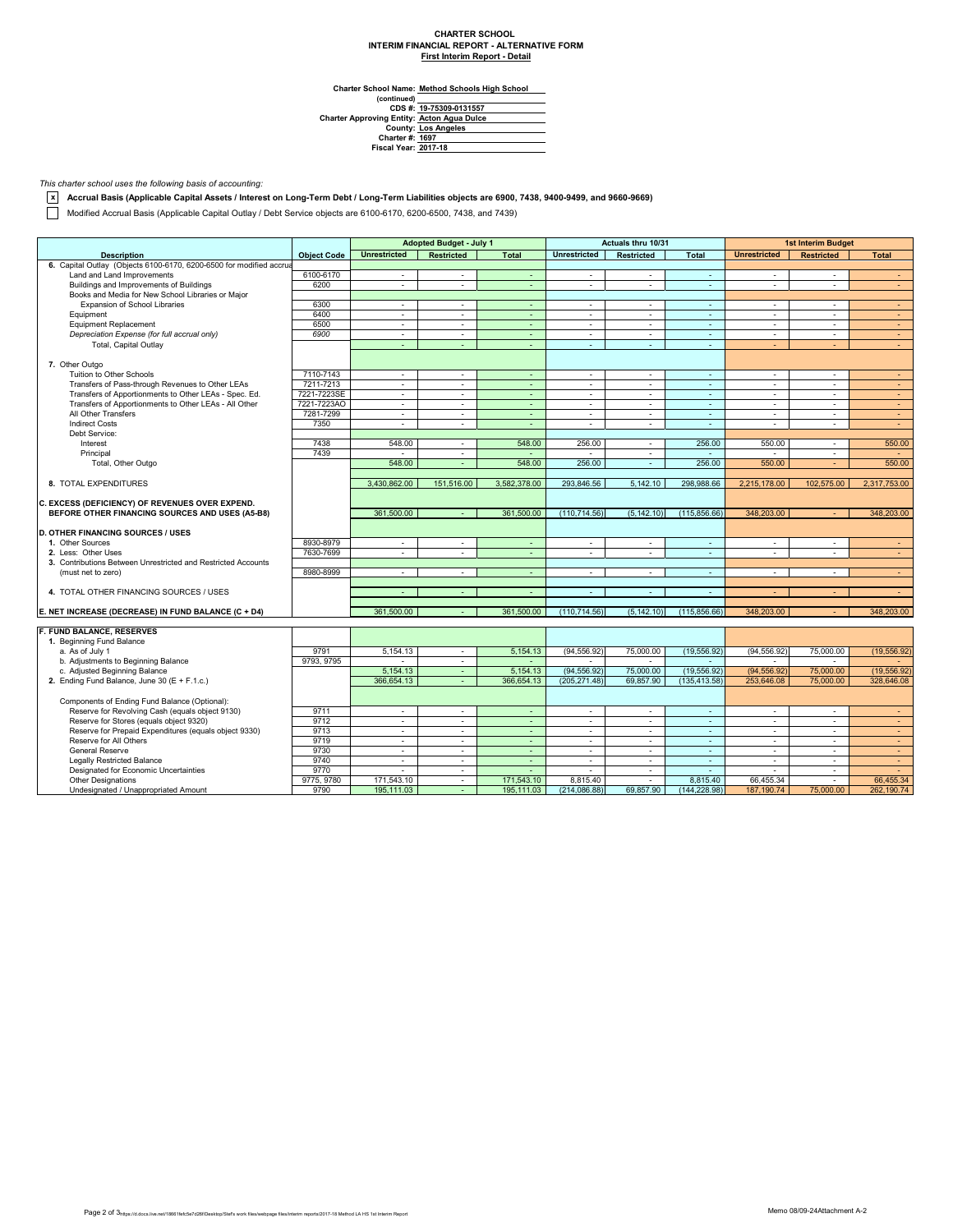**CHARTER SCHOOL**
**INTERIM FINANCIAL REPORT - ALTERNATIVE FORM**
**First Interim Report - Detail**

**Charter School Name:** Method Schools High School
**(continued)**
**CDS #:** 19-75309-0131557
**Charter Approving Entity:** Acton Agua Dulce
**County:** Los Angeles
**Charter #:** 1697
**Fiscal Year:** 2017-18

*This charter school uses the following basis of accounting:*

[x] **Accrual Basis (Applicable Capital Assets / Interest on Long-Term Debt / Long-Term Liabilities objects are 6900, 7438, 9400-9499, and 9660-9669)**

[ ] Modified Accrual Basis (Applicable Capital Outlay / Debt Service objects are 6100-6170, 6200-6500, 7438, and 7439)

| Description | Object Code | Adopted Budget - July 1 | | | Actuals thru 10/31 | | | 1st Interim Budget | | |
|---|---|---|---|---|---|---|---|---|---|---|
| | | Unrestricted | Restricted | Total | Unrestricted | Restricted | Total | Unrestricted | Restricted | Total |
| 6. Capital Outlay (Objects 6100-6170, 6200-6500 for modified accrua | | | | | | | | | | |
| Land and Land Improvements | 6100-6170 | - | - | - | - | - | - | - | - | - |
| Buildings and Improvements of Buildings | 6200 | - | - | - | - | - | - | - | - | - |
| Books and Media for New School Libraries or Major Expansion of School Libraries | 6300 | - | - | - | - | - | - | - | - | - |
| Equipment | 6400 | - | - | - | - | - | - | - | - | - |
| Equipment Replacement | 6500 | - | - | - | - | - | - | - | - | - |
| *Depreciation Expense (for full accrual only)* | *6900* | - | - | - | - | - | - | - | - | - |
| Total, Capital Outlay | | - | - | - | - | - | - | - | - | - |
| 7. Other Outgo | | | | | | | | | | |
| Tuition to Other Schools | 7110-7143 | - | - | - | - | - | - | - | - | - |
| Transfers of Pass-through Revenues to Other LEAs | 7211-7213 | - | - | - | - | - | - | - | - | - |
| Transfers of Apportionments to Other LEAs - Spec. Ed. | 7221-7223SE | - | - | - | - | - | - | - | - | - |
| Transfers of Apportionments to Other LEAs - All Other | 7221-7223AO | - | - | - | - | - | - | - | - | - |
| All Other Transfers | 7281-7299 | - | - | - | - | - | - | - | - | - |
| Indirect Costs | 7350 | - | - | - | - | - | - | - | - | - |
| Debt Service: | | | | | | | | | | |
| Interest | 7438 | 548.00 | - | 548.00 | 256.00 | - | 256.00 | 550.00 | - | 550.00 |
| Principal | 7439 | - | - | - | - | - | - | - | - | - |
| Total, Other Outgo | | 548.00 | - | 548.00 | 256.00 | - | 256.00 | 550.00 | - | 550.00 |
| 8. TOTAL EXPENDITURES | | 3,430,862.00 | 151,516.00 | 3,582,378.00 | 293,846.56 | 5,142.10 | 298,988.66 | 2,215,178.00 | 102,575.00 | 2,317,753.00 |
| **C. EXCESS (DEFICIENCY) OF REVENUES OVER EXPEND. BEFORE OTHER FINANCING SOURCES AND USES (A5-B8)** | | 361,500.00 | - | 361,500.00 | (110,714.56) | (5,142.10) | (115,856.66) | 348,203.00 | - | 348,203.00 |
| **D. OTHER FINANCING SOURCES / USES** | | | | | | | | | | |
| 1. Other Sources | 8930-8979 | - | - | - | - | - | - | - | - | - |
| 2. Less: Other Uses | 7630-7699 | - | - | - | - | - | - | - | - | - |
| 3. Contributions Between Unrestricted and Restricted Accounts (must net to zero) | 8980-8999 | - | - | - | - | - | - | - | - | - |
| 4. TOTAL OTHER FINANCING SOURCES / USES | | - | - | - | - | - | - | - | - | - |
| **E. NET INCREASE (DECREASE) IN FUND BALANCE (C + D4)** | | 361,500.00 | - | 361,500.00 | (110,714.56) | (5,142.10) | (115,856.66) | 348,203.00 | - | 348,203.00 |
| **F. FUND BALANCE, RESERVES** | | | | | | | | | | |
| 1. Beginning Fund Balance | | | | | | | | | | |
| a. As of July 1 | 9791 | 5,154.13 | - | 5,154.13 | (94,556.92) | 75,000.00 | (19,556.92) | (94,556.92) | 75,000.00 | (19,556.92) |
| b. Adjustments to Beginning Balance | 9793, 9795 | - | - | - | - | - | - | - | - | - |
| c. Adjusted Beginning Balance | | 5,154.13 | - | 5,154.13 | (94,556.92) | 75,000.00 | (19,556.92) | (94,556.92) | 75,000.00 | (19,556.92) |
| 2. Ending Fund Balance, June 30 (E + F.1.c.) | | 366,654.13 | - | 366,654.13 | (205,271.48) | 69,857.90 | (135,413.58) | 253,646.08 | 75,000.00 | 328,646.08 |
| Components of Ending Fund Balance (Optional): | | | | | | | | | | |
| Reserve for Revolving Cash (equals object 9130) | 9711 | - | - | - | - | - | - | - | - | - |
| Reserve for Stores (equals object 9320) | 9712 | - | - | - | - | - | - | - | - | - |
| Reserve for Prepaid Expenditures (equals object 9330) | 9713 | - | - | - | - | - | - | - | - | - |
| Reserve for All Others | 9719 | - | - | - | - | - | - | - | - | - |
| General Reserve | 9730 | - | - | - | - | - | - | - | - | - |
| Legally Restricted Balance | 9740 | - | - | - | - | - | - | - | - | - |
| Designated for Economic Uncertainties | 9770 | - | - | - | - | - | - | - | - | - |
| Other Designations | 9775, 9780 | 171,543.10 | - | 171,543.10 | 8,815.40 | - | 8,815.40 | 66,455.34 | - | 66,455.34 |
| Undesignated / Unappropriated Amount | 9790 | 195,111.03 | - | 195,111.03 | (214,086.88) | 69,857.90 | (144,228.98) | 187,190.74 | 75,000.00 | 262,190.74 |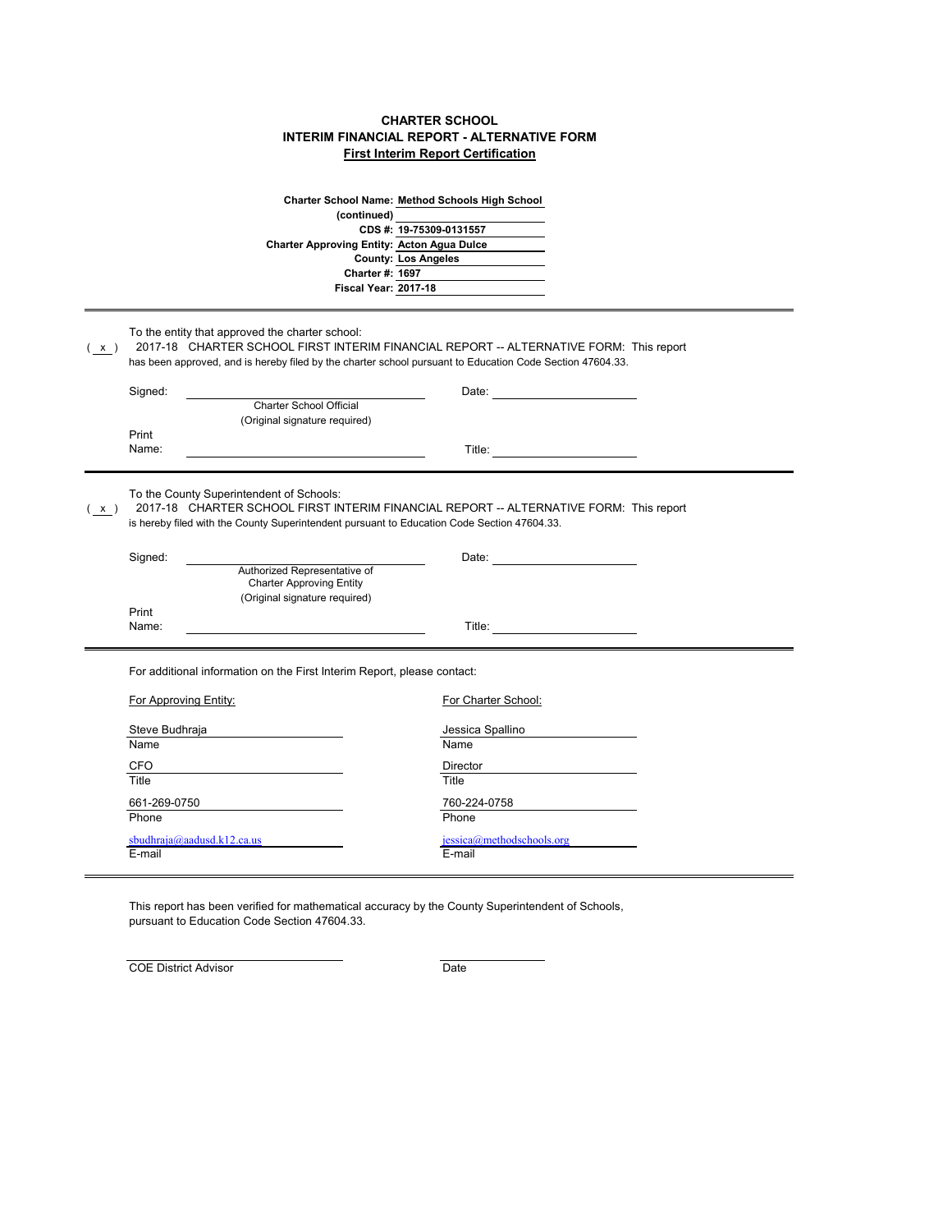# CHARTER SCHOOL
## INTERIM FINANCIAL REPORT - ALTERNATIVE FORM
### First Interim Report Certification

**Charter School Name:** Method Schools High School
**(continued)**
**CDS #:** 19-75309-0131557
**Charter Approving Entity:** Acton Agua Dulce
**County:** Los Angeles
**Charter #:** 1697
**Fiscal Year:** 2017-18

---

To the entity that approved the charter school:

( x ) 2017-18 CHARTER SCHOOL FIRST INTERIM FINANCIAL REPORT -- ALTERNATIVE FORM: This report has been approved, and is hereby filed by the charter school pursuant to Education Code Section 47604.33.

Signed: ______________________________ Date: ____________________
Charter School Official
(Original signature required)

Print Name: ______________________________ Title: ____________________

---

To the County Superintendent of Schools:

( x ) 2017-18 CHARTER SCHOOL FIRST INTERIM FINANCIAL REPORT -- ALTERNATIVE FORM: This report is hereby filed with the County Superintendent pursuant to Education Code Section 47604.33.

Signed: ______________________________ Date: ____________________
Authorized Representative of
Charter Approving Entity
(Original signature required)

Print Name: ______________________________ Title: ____________________

---

For additional information on the First Interim Report, please contact:

| For Approving Entity: | For Charter School: |
|---|---|
| Steve Budhraja | Jessica Spallino |
| Name | Name |
| CFO | Director |
| Title | Title |
| 661-269-0750 | 760-224-0758 |
| Phone | Phone |
| sbudhraja@aadusd.k12.ca.us | jessica@methodschools.org |
| E-mail | E-mail |

---

This report has been verified for mathematical accuracy by the County Superintendent of Schools, pursuant to Education Code Section 47604.33.

______________________________ ____________________
COE District Advisor Date